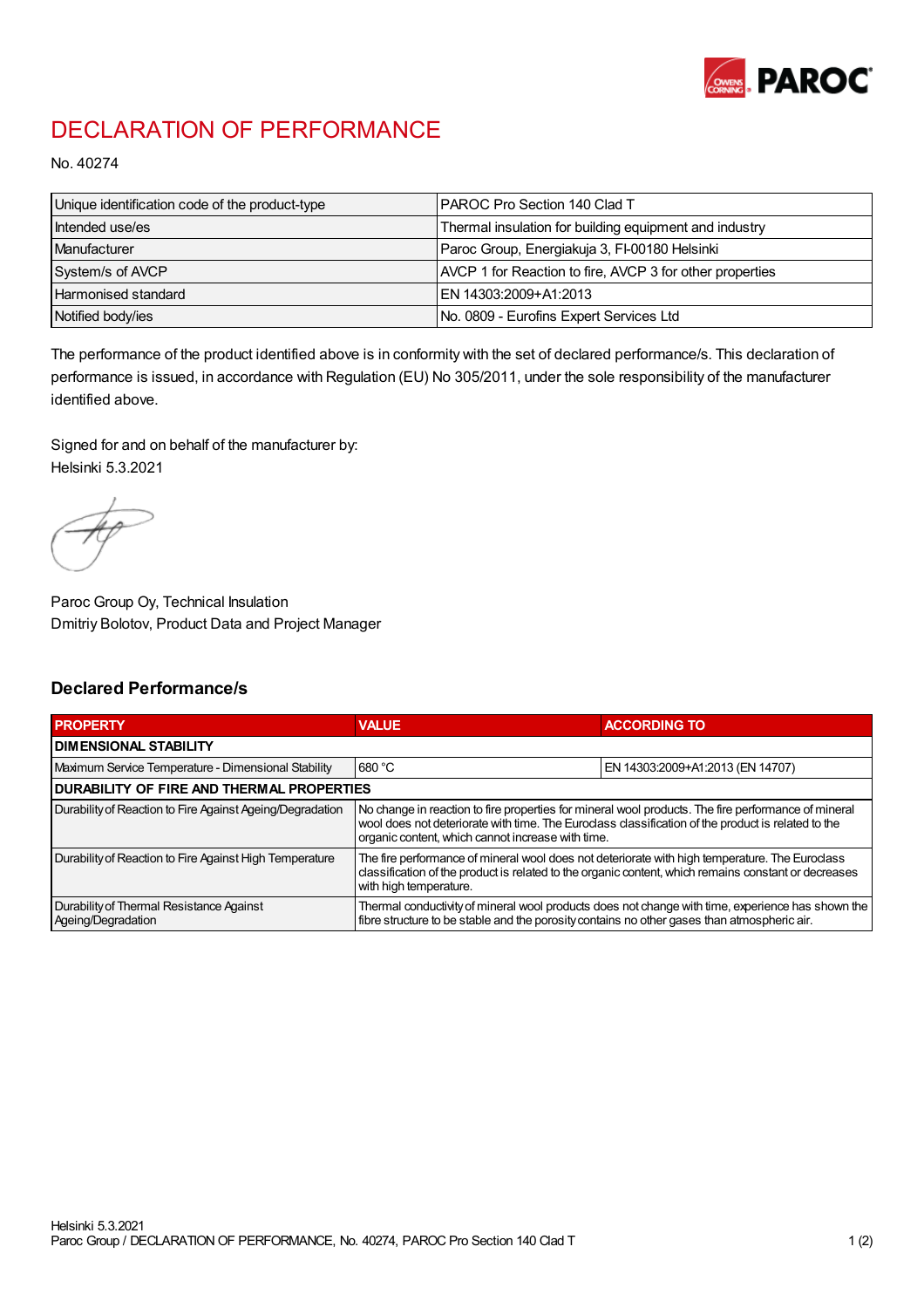# DECLARATION OF PERFORMANCE

No. 40274

| | |
|---|---|
| Unique identification code of the product-type | PAROC Pro Section 140 Clad T |
| Intended use/es | Thermal insulation for building equipment and industry |
| Manufacturer | Paroc Group, Energiakuja 3, FI-00180 Helsinki |
| System/s of AVCP | AVCP 1 for Reaction to fire, AVCP 3 for other properties |
| Harmonised standard | EN 14303:2009+A1:2013 |
| Notified body/ies | No. 0809 - Eurofins Expert Services Ltd |

The performance of the product identified above is in conformity with the set of declared performance/s. This declaration of performance is issued, in accordance with Regulation (EU) No 305/2011, under the sole responsibility of the manufacturer identified above.

Signed for and on behalf of the manufacturer by:
Helsinki 5.3.2021

Paroc Group Oy, Technical Insulation
Dmitriy Bolotov, Product Data and Project Manager

## Declared Performance/s

| PROPERTY | VALUE | ACCORDING TO |
|---|---|---|
| **DIMENSIONAL STABILITY** | | |
| Maximum Service Temperature - Dimensional Stability | 680 °C | EN 14303:2009+A1:2013 (EN 14707) |
| **DURABILITY OF FIRE AND THERMAL PROPERTIES** | | |
| Durability of Reaction to Fire Against Ageing/Degradation | No change in reaction to fire properties for mineral wool products. The fire performance of mineral wool does not deteriorate with time. The Euroclass classification of the product is related to the organic content, which cannot increase with time. | |
| Durability of Reaction to Fire Against High Temperature | The fire performance of mineral wool does not deteriorate with high temperature. The Euroclass classification of the product is related to the organic content, which remains constant or decreases with high temperature. | |
| Durability of Thermal Resistance Against Ageing/Degradation | Thermal conductivity of mineral wool products does not change with time, experience has shown the fibre structure to be stable and the porosity contains no other gases than atmospheric air. | |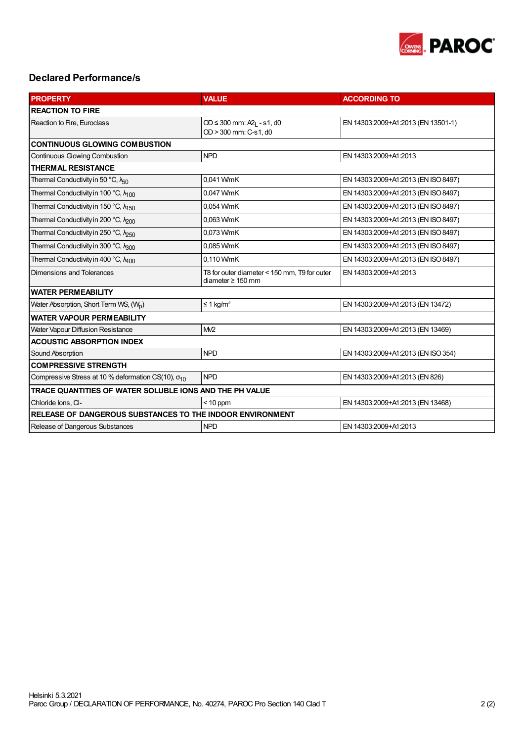## Declared Performance/s

| PROPERTY | VALUE | ACCORDING TO |
|---|---|---|
| **REACTION TO FIRE** | | |
| Reaction to Fire, Euroclass | OD ≤ 300 mm: $A2_L$ - s1, d0<br>OD > 300 mm: C-s1, d0 | EN 14303:2009+A1:2013 (EN 13501-1) |
| **CONTINUOUS GLOWING COMBUSTION** | | |
| Continuous Glowing Combustion | NPD | EN 14303:2009+A1:2013 |
| **THERMAL RESISTANCE** | | |
| Thermal Conductivity in 50 °C, $\lambda_{50}$ | 0,041 W/mK | EN 14303:2009+A1:2013 (EN ISO 8497) |
| Thermal Conductivity in 100 °C, $\lambda_{100}$ | 0,047 W/mK | EN 14303:2009+A1:2013 (EN ISO 8497) |
| Thermal Conductivity in 150 °C, $\lambda_{150}$ | 0,054 W/mK | EN 14303:2009+A1:2013 (EN ISO 8497) |
| Thermal Conductivity in 200 °C, $\lambda_{200}$ | 0,063 W/mK | EN 14303:2009+A1:2013 (EN ISO 8497) |
| Thermal Conductivity in 250 °C, $\lambda_{250}$ | 0,073 W/mK | EN 14303:2009+A1:2013 (EN ISO 8497) |
| Thermal Conductivity in 300 °C, $\lambda_{300}$ | 0,085 W/mK | EN 14303:2009+A1:2013 (EN ISO 8497) |
| Thermal Conductivity in 400 °C, $\lambda_{400}$ | 0,110 W/mK | EN 14303:2009+A1:2013 (EN ISO 8497) |
| Dimensions and Tolerances | T8 for outer diameter < 150 mm, T9 for outer diameter ≥ 150 mm | EN 14303:2009+A1:2013 |
| **WATER PERMEABILITY** | | |
| Water Absorption, Short Term WS, ($W_p$) | ≤ 1 kg/m² | EN 14303:2009+A1:2013 (EN 13472) |
| **WATER VAPOUR PERMEABILITY** | | |
| Water Vapour Diffusion Resistance | MV2 | EN 14303:2009+A1:2013 (EN 13469) |
| **ACOUSTIC ABSORPTION INDEX** | | |
| Sound Absorption | NPD | EN 14303:2009+A1:2013 (EN ISO 354) |
| **COMPRESSIVE STRENGTH** | | |
| Compressive Stress at 10 % deformation CS(10), $\sigma_{10}$ | NPD | EN 14303:2009+A1:2013 (EN 826) |
| **TRACE QUANTITIES OF WATER SOLUBLE IONS AND THE PH VALUE** | | |
| Chloride Ions, Cl- | < 10 ppm | EN 14303:2009+A1:2013 (EN 13468) |
| **RELEASE OF DANGEROUS SUBSTANCES TO THE INDOOR ENVIRONMENT** | | |
| Release of Dangerous Substances | NPD | EN 14303:2009+A1:2013 |

Helsinki 5.3.2021
Paroc Group / DECLARATION OF PERFORMANCE, No. 40274, PAROC Pro Section 140 Clad T